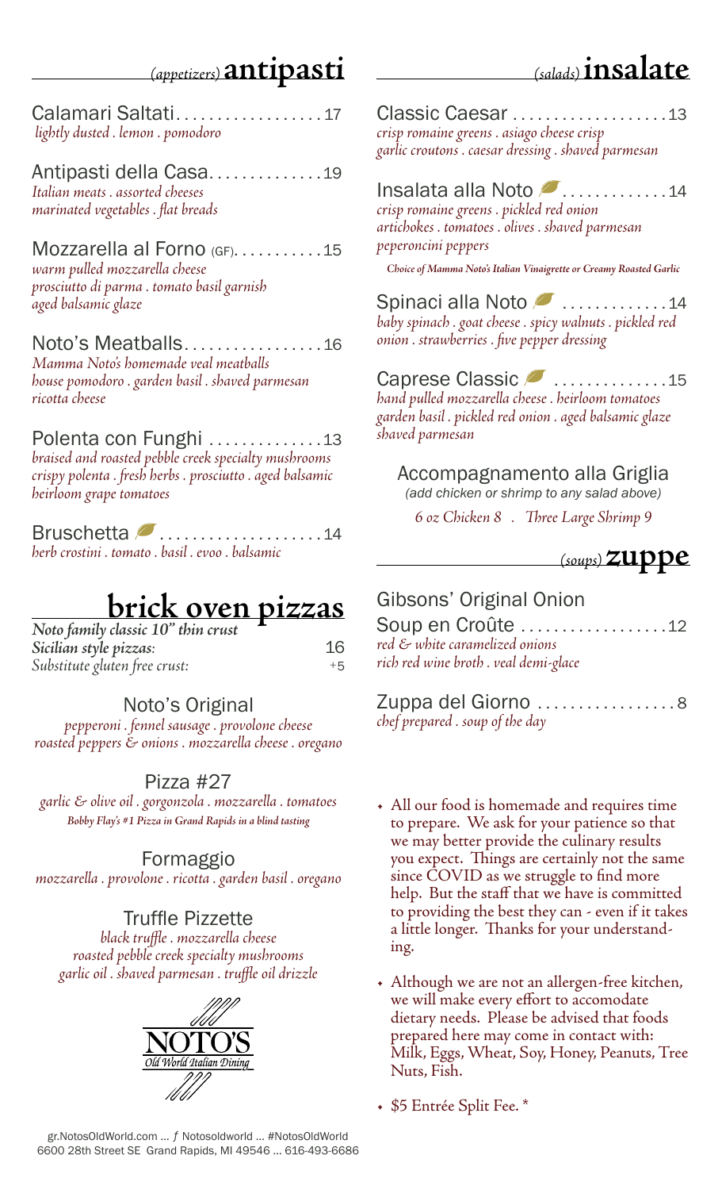## *(appetizers)* antipasti

**Calamari Saltati** .................. 17
*lightly dusted . lemon . pomodoro*

**Antipasti della Casa** .............. 19
*Italian meats . assorted cheeses*
*marinated vegetables . flat breads*

**Mozzarella al Forno** (GF) ........... 15
*warm pulled mozzarella cheese*
*prosciutto di parma . tomato basil garnish*
*aged balsamic glaze*

**Noto's Meatballs** ................. 16
*Mamma Noto's homemade veal meatballs*
*house pomodoro . garden basil . shaved parmesan*
*ricotta cheese*

**Polenta con Funghi** .............. 13
*braised and roasted pebble creek specialty mushrooms*
*crispy polenta . fresh herbs . prosciutto . aged balsamic*
*heirloom grape tomatoes*

**Bruschetta** .................... 14
*herb crostini . tomato . basil . evoo . balsamic*

## brick oven pizzas

| | |
|---|---|
| ***Noto family classic 10" thin crust*** | |
| ***Sicilian style pizzas:*** | 16 |
| *Substitute gluten free crust:* | +5 |

### Noto's Original
*pepperoni . fennel sausage . provolone cheese*
*roasted peppers & onions . mozzarella cheese . oregano*

### Pizza #27
*garlic & olive oil . gorgonzola . mozzarella . tomatoes*
***Bobby Flay's #1 Pizza in Grand Rapids in a blind tasting***

### Formaggio
*mozzarella . provolone . ricotta . garden basil . oregano*

### Truffle Pizzette
*black truffle . mozzarella cheese*
*roasted pebble creek specialty mushrooms*
*garlic oil . shaved parmesan . truffle oil drizzle*

NOTO'S
*Old World Italian Dining*

## *(salads)* insalate

**Classic Caesar** ................... 13
*crisp romaine greens . asiago cheese crisp*
*garlic croutons . caesar dressing . shaved parmesan*

**Insalata alla Noto** ............. 14
*crisp romaine greens . pickled red onion*
*artichokes . tomatoes . olives . shaved parmesan*
*peperoncini peppers*

***Choice of Mamma Noto's Italian Vinaigrette or Creamy Roasted Garlic***

**Spinaci alla Noto** ............. 14
*baby spinach . goat cheese . spicy walnuts . pickled red onion . strawberries . five pepper dressing*

**Caprese Classic** .............. 15
*hand pulled mozzarella cheese . heirloom tomatoes*
*garden basil . pickled red onion . aged balsamic glaze*
*shaved parmesan*

**Accompagnamento alla Griglia**
*(add chicken or shrimp to any salad above)*

*6 oz Chicken 8 . Three Large Shrimp 9*

## *(soups)* zuppe

**Gibsons' Original Onion Soup en Croûte** .................. 12
*red & white caramelized onions*
*rich red wine broth . veal demi-glace*

**Zuppa del Giorno** ................. 8
*chef prepared . soup of the day*

- All our food is homemade and requires time to prepare. We ask for your patience so that we may better provide the culinary results you expect. Things are certainly not the same since COVID as we struggle to find more help. But the staff that we have is committed to providing the best they can - even if it takes a little longer. Thanks for your understanding.
- Although we are not an allergen-free kitchen, we will make every effort to accomodate dietary needs. Please be advised that foods prepared here may come in contact with: Milk, Eggs, Wheat, Soy, Honey, Peanuts, Tree Nuts, Fish.
- $5 Entrée Split Fee. *

gr.NotosOldWorld.com ... f Notosoldworld ... #NotosOldWorld
6600 28th Street SE Grand Rapids, MI 49546 ... 616-493-6686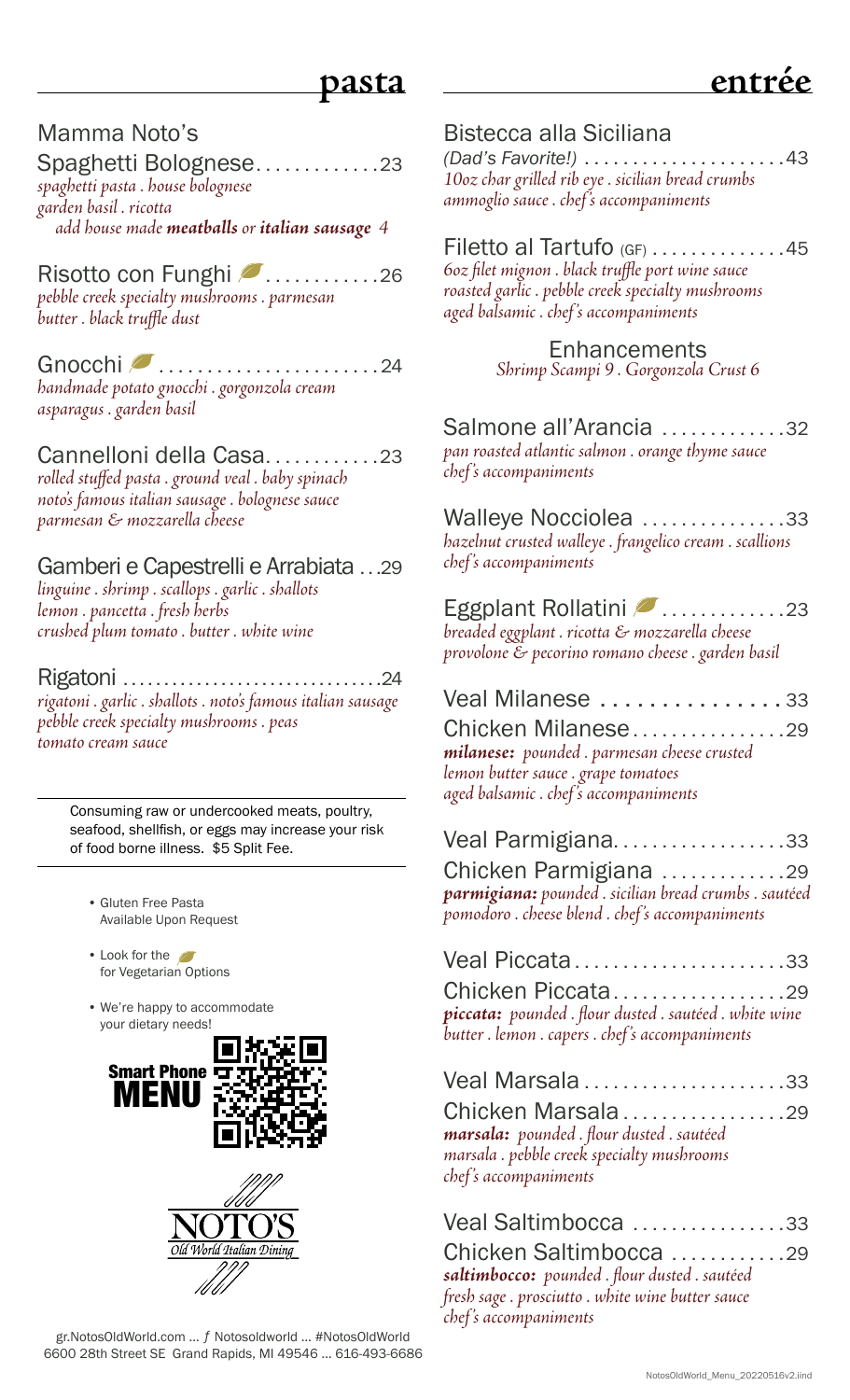## pasta

**Mamma Noto's Spaghetti Bolognese** .............23
*spaghetti pasta . house bolognese garden basil . ricotta*
*add house made* ***meatballs*** *or* ***italian sausage*** *4*

**Risotto con Funghi** ............26
*pebble creek specialty mushrooms . parmesan butter . black truffle dust*

**Gnocchi** .......................24
*handmade potato gnocchi . gorgonzola cream asparagus . garden basil*

**Cannelloni della Casa** ............23
*rolled stuffed pasta . ground veal . baby spinach noto's famous italian sausage . bolognese sauce parmesan & mozzarella cheese*

**Gamberi e Capestrelli e Arrabiata** ...29
*linguine . shrimp . scallops . garlic . shallots lemon . pancetta . fresh herbs crushed plum tomato . butter . white wine*

**Rigatoni** ..............................24
*rigatoni . garlic . shallots . noto's famous italian sausage pebble creek specialty mushrooms . peas tomato cream sauce*

Consuming raw or undercooked meats, poultry, seafood, shellfish, or eggs may increase your risk of food borne illness. $5 Split Fee.

- Gluten Free Pasta Available Upon Request
- Look for the leaf for Vegetarian Options
- We're happy to accommodate your dietary needs!

Smart Phone MENU

NOTO'S
*Old World Italian Dining*

gr.NotosOldWorld.com ... f Notosoldworld ... #NotosOldWorld
6600 28th Street SE Grand Rapids, MI 49546 ... 616-493-6686

## entrée

**Bistecca alla Siciliana**
*(Dad's Favorite!)* .....................43
*10oz char grilled rib eye . sicilian bread crumbs ammoglio sauce . chef's accompaniments*

**Filetto al Tartufo** (GF) ..............45
*6oz filet mignon . black truffle port wine sauce roasted garlic . pebble creek specialty mushrooms aged balsamic . chef's accompaniments*

**Enhancements**
*Shrimp Scampi 9 . Gorgonzola Crust 6*

**Salmone all'Arancia** .............32
*pan roasted atlantic salmon . orange thyme sauce chef's accompaniments*

**Walleye Nocciolea** ...............33
*hazelnut crusted walleye . frangelico cream . scallions chef's accompaniments*

**Eggplant Rollatini** .............23
*breaded eggplant . ricotta & mozzarella cheese provolone & pecorino romano cheese . garden basil*

**Veal Milanese** ................33
**Chicken Milanese** ................29
***milanese:*** *pounded . parmesan cheese crusted lemon butter sauce . grape tomatoes aged balsamic . chef's accompaniments*

**Veal Parmigiana** ..................33
**Chicken Parmigiana** .............29
***parmigiana:*** *pounded . sicilian bread crumbs . sautéed pomodoro . cheese blend . chef's accompaniments*

**Veal Piccata** ......................33
**Chicken Piccata** ..................29
***piccata:*** *pounded . flour dusted . sautéed . white wine butter . lemon . capers . chef's accompaniments*

**Veal Marsala** .....................33
**Chicken Marsala** .................29
***marsala:*** *pounded . flour dusted . sautéed marsala . pebble creek specialty mushrooms chef's accompaniments*

**Veal Saltimbocca** ................33
**Chicken Saltimbocca** ............29
***saltimbocco:*** *pounded . flour dusted . sautéed fresh sage . prosciutto . white wine butter sauce chef's accompaniments*